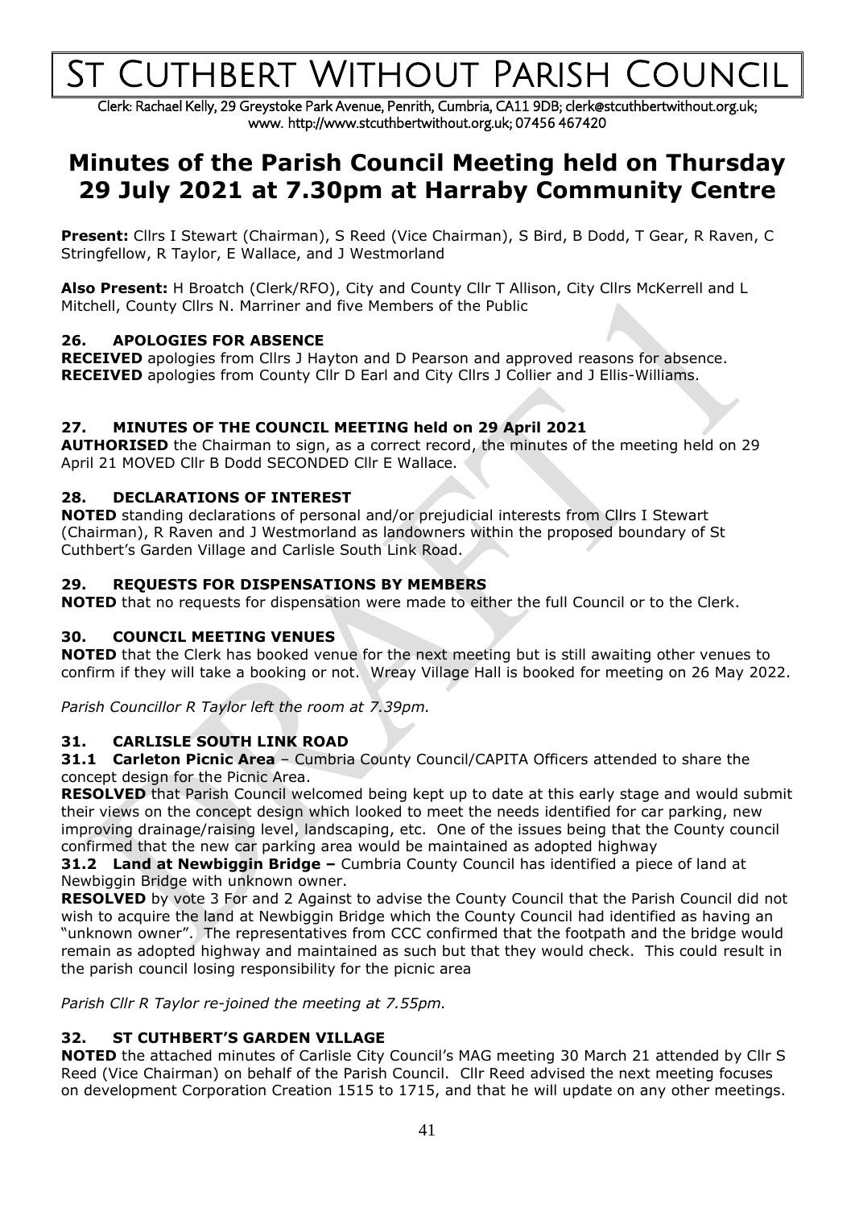# ST CUTHBERT WITHOUT PARISH COUNCIL

Clerk: Rachael Kelly, 29 Greystoke Park Avenue, Penrith, Cumbria, CA11 9DB; clerk@stcuthbertwithout.org.uk; www. http://www.stcuthbertwithout.org.uk; 07456 467420

# Minutes of the Parish Council Meeting held on Thursday 29 July 2021 at 7.30pm at Harraby Community Centre

**Present:** Cllrs I Stewart (Chairman), S Reed (Vice Chairman), S Bird, B Dodd, T Gear, R Raven, C Stringfellow, R Taylor, E Wallace, and J Westmorland

**Also Present:** H Broatch (Clerk/RFO), City and County Cllr T Allison, City Cllrs McKerrell and L Mitchell, County Cllrs N. Marriner and five Members of the Public

### 26. APOLOGIES FOR ABSENCE

**RECEIVED** apologies from Cllrs J Hayton and D Pearson and approved reasons for absence.
**RECEIVED** apologies from County Cllr D Earl and City Cllrs J Collier and J Ellis-Williams.

### 27. MINUTES OF THE COUNCIL MEETING held on 29 April 2021

**AUTHORISED** the Chairman to sign, as a correct record, the minutes of the meeting held on 29 April 21 MOVED Cllr B Dodd SECONDED Cllr E Wallace.

### 28. DECLARATIONS OF INTEREST

**NOTED** standing declarations of personal and/or prejudicial interests from Cllrs I Stewart (Chairman), R Raven and J Westmorland as landowners within the proposed boundary of St Cuthbert's Garden Village and Carlisle South Link Road.

### 29. REQUESTS FOR DISPENSATIONS BY MEMBERS

**NOTED** that no requests for dispensation were made to either the full Council or to the Clerk.

### 30. COUNCIL MEETING VENUES

**NOTED** that the Clerk has booked venue for the next meeting but is still awaiting other venues to confirm if they will take a booking or not. Wreay Village Hall is booked for meeting on 26 May 2022.

*Parish Councillor R Taylor left the room at 7.39pm.*

### 31. CARLISLE SOUTH LINK ROAD

**31.1 Carleton Picnic Area** – Cumbria County Council/CAPITA Officers attended to share the concept design for the Picnic Area.

**RESOLVED** that Parish Council welcomed being kept up to date at this early stage and would submit their views on the concept design which looked to meet the needs identified for car parking, new improving drainage/raising level, landscaping, etc. One of the issues being that the County council confirmed that the new car parking area would be maintained as adopted highway

**31.2 Land at Newbiggin Bridge –** Cumbria County Council has identified a piece of land at Newbiggin Bridge with unknown owner.

**RESOLVED** by vote 3 For and 2 Against to advise the County Council that the Parish Council did not wish to acquire the land at Newbiggin Bridge which the County Council had identified as having an "unknown owner". The representatives from CCC confirmed that the footpath and the bridge would remain as adopted highway and maintained as such but that they would check. This could result in the parish council losing responsibility for the picnic area

*Parish Cllr R Taylor re-joined the meeting at 7.55pm.*

### 32. ST CUTHBERT'S GARDEN VILLAGE

**NOTED** the attached minutes of Carlisle City Council's MAG meeting 30 March 21 attended by Cllr S Reed (Vice Chairman) on behalf of the Parish Council. Cllr Reed advised the next meeting focuses on development Corporation Creation 1515 to 1715, and that he will update on any other meetings.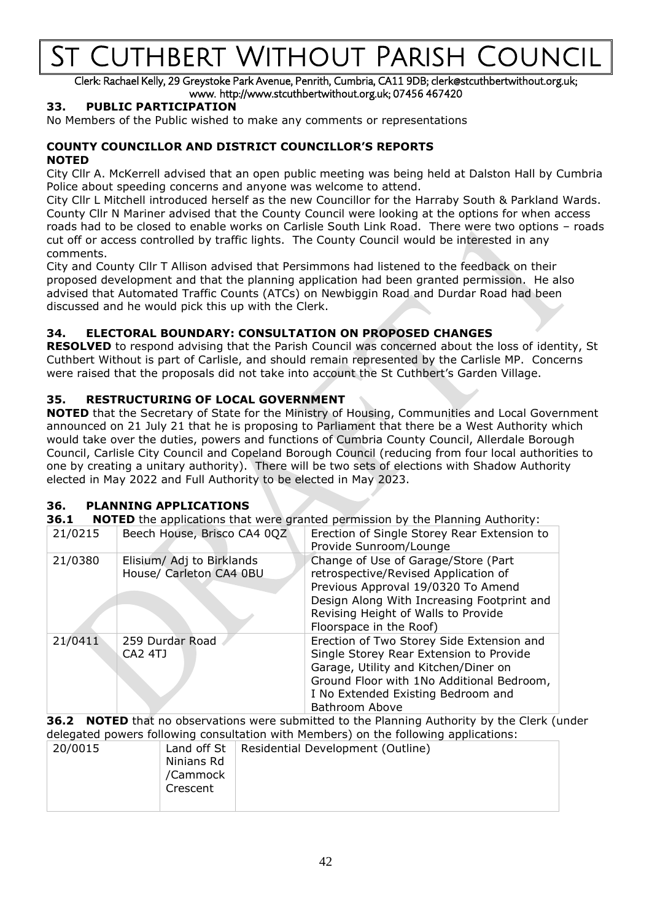# ST CUTHBERT WITHOUT PARISH COUNCIL

Clerk: Rachael Kelly, 29 Greystoke Park Avenue, Penrith, Cumbria, CA11 9DB; clerk@stcuthbertwithout.org.uk; www. http://www.stcuthbertwithout.org.uk; 07456 467420

## 33. PUBLIC PARTICIPATION

No Members of the Public wished to make any comments or representations

### COUNTY COUNCILLOR AND DISTRICT COUNCILLOR'S REPORTS

**NOTED**

City Cllr A. McKerrell advised that an open public meeting was being held at Dalston Hall by Cumbria Police about speeding concerns and anyone was welcome to attend.

City Cllr L Mitchell introduced herself as the new Councillor for the Harraby South & Parkland Wards.

County Cllr N Mariner advised that the County Council were looking at the options for when access roads had to be closed to enable works on Carlisle South Link Road. There were two options – roads cut off or access controlled by traffic lights. The County Council would be interested in any comments.

City and County Cllr T Allison advised that Persimmons had listened to the feedback on their proposed development and that the planning application had been granted permission. He also advised that Automated Traffic Counts (ATCs) on Newbiggin Road and Durdar Road had been discussed and he would pick this up with the Clerk.

## 34. ELECTORAL BOUNDARY: CONSULTATION ON PROPOSED CHANGES

**RESOLVED** to respond advising that the Parish Council was concerned about the loss of identity, St Cuthbert Without is part of Carlisle, and should remain represented by the Carlisle MP. Concerns were raised that the proposals did not take into account the St Cuthbert's Garden Village.

## 35. RESTRUCTURING OF LOCAL GOVERNMENT

**NOTED** that the Secretary of State for the Ministry of Housing, Communities and Local Government announced on 21 July 21 that he is proposing to Parliament that there be a West Authority which would take over the duties, powers and functions of Cumbria County Council, Allerdale Borough Council, Carlisle City Council and Copeland Borough Council (reducing from four local authorities to one by creating a unitary authority). There will be two sets of elections with Shadow Authority elected in May 2022 and Full Authority to be elected in May 2023.

## 36. PLANNING APPLICATIONS

**36.1 NOTED** the applications that were granted permission by the Planning Authority:

| 21/0215 | Beech House, Brisco CA4 0QZ | Erection of Single Storey Rear Extension to Provide Sunroom/Lounge |
|---|---|---|
| 21/0380 | Elisium/ Adj to Birklands House/ Carleton CA4 0BU | Change of Use of Garage/Store (Part retrospective/Revised Application of Previous Approval 19/0320 To Amend Design Along With Increasing Footprint and Revising Height of Walls to Provide Floorspace in the Roof) |
| 21/0411 | 259 Durdar Road CA2 4TJ | Erection of Two Storey Side Extension and Single Storey Rear Extension to Provide Garage, Utility and Kitchen/Diner on Ground Floor with 1No Additional Bedroom, I No Extended Existing Bedroom and Bathroom Above |

**36.2 NOTED** that no observations were submitted to the Planning Authority by the Clerk (under delegated powers following consultation with Members) on the following applications:

| 20/0015 | Land off St Ninians Rd /Cammock Crescent | Residential Development (Outline) |
|---|---|---|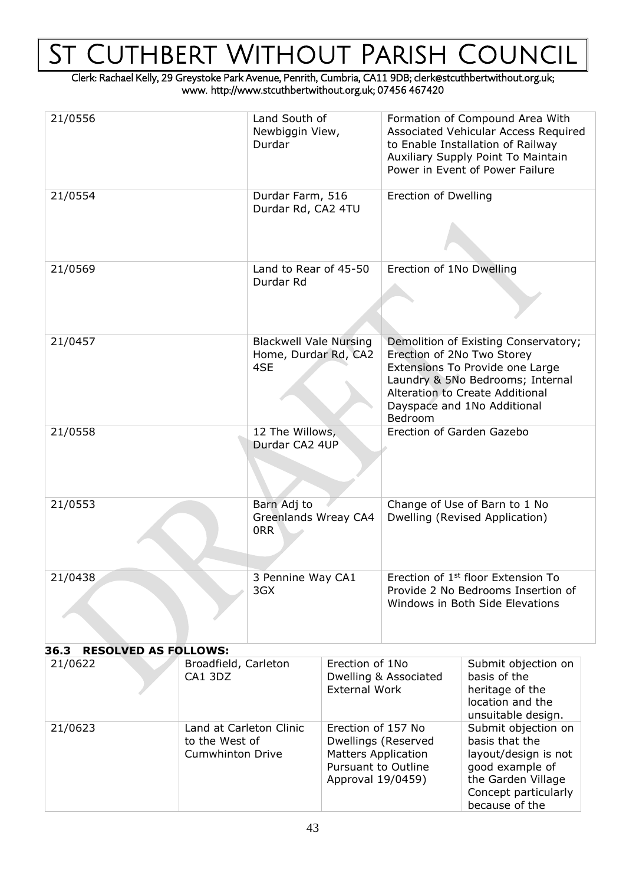# ST CUTHBERT WITHOUT PARISH COUNCIL

Clerk: Rachael Kelly, 29 Greystoke Park Avenue, Penrith, Cumbria, CA11 9DB; clerk@stcuthbertwithout.org.uk; www. http://www.stcuthbertwithout.org.uk; 07456 467420

| | | |
|---|---|---|
| 21/0556 | Land South of Newbiggin View, Durdar | Formation of Compound Area With Associated Vehicular Access Required to Enable Installation of Railway Auxiliary Supply Point To Maintain Power in Event of Power Failure |
| 21/0554 | Durdar Farm, 516 Durdar Rd, CA2 4TU | Erection of Dwelling |
| 21/0569 | Land to Rear of 45-50 Durdar Rd | Erection of 1No Dwelling |
| 21/0457 | Blackwell Vale Nursing Home, Durdar Rd, CA2 4SE | Demolition of Existing Conservatory; Erection of 2No Two Storey Extensions To Provide one Large Laundry & 5No Bedrooms; Internal Alteration to Create Additional Dayspace and 1No Additional Bedroom |
| 21/0558 | 12 The Willows, Durdar CA2 4UP | Erection of Garden Gazebo |
| 21/0553 | Barn Adj to Greenlands Wreay CA4 0RR | Change of Use of Barn to 1 No Dwelling (Revised Application) |
| 21/0438 | 3 Pennine Way CA1 3GX | Erection of 1st floor Extension To Provide 2 No Bedrooms Insertion of Windows in Both Side Elevations |

**36.3 RESOLVED AS FOLLOWS:**

| | | | |
|---|---|---|---|
| 21/0622 | Broadfield, Carleton CA1 3DZ | Erection of 1No Dwelling & Associated External Work | Submit objection on basis of the heritage of the location and the unsuitable design. |
| 21/0623 | Land at Carleton Clinic to the West of Cumwhinton Drive | Erection of 157 No Dwellings (Reserved Matters Application Pursuant to Outline Approval 19/0459) | Submit objection on basis that the layout/design is not good example of the Garden Village Concept particularly because of the |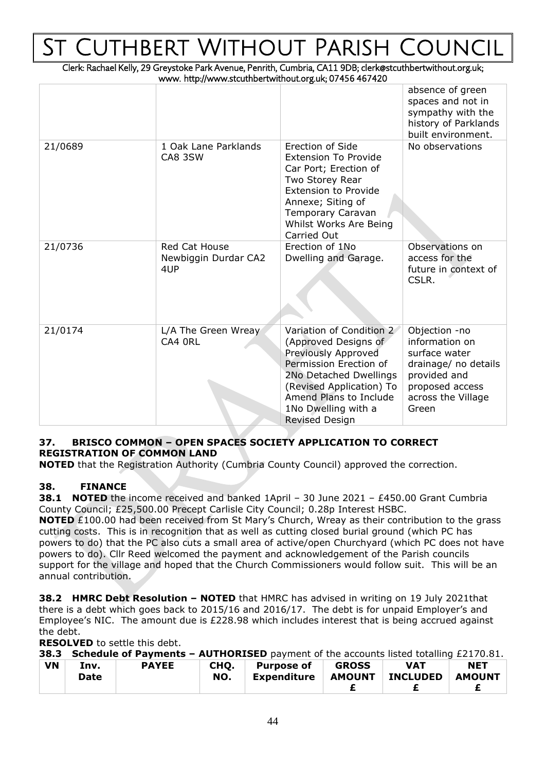| | | | absence of green spaces and not in sympathy with the history of Parklands built environment. |
|---|---|---|---|
| 21/0689 | 1 Oak Lane Parklands CA8 3SW | Erection of Side Extension To Provide Car Port; Erection of Two Storey Rear Extension to Provide Annexe; Siting of Temporary Caravan Whilst Works Are Being Carried Out | No observations |
| 21/0736 | Red Cat House Newbiggin Durdar CA2 4UP | Erection of 1No Dwelling and Garage. | Observations on access for the future in context of CSLR. |
| 21/0174 | L/A The Green Wreay CA4 0RL | Variation of Condition 2 (Approved Designs of Previously Approved Permission Erection of 2No Detached Dwellings (Revised Application) To Amend Plans to Include 1No Dwelling with a Revised Design | Objection -no information on surface water drainage/ no details provided and proposed access across the Village Green |

### 37. BRISCO COMMON – OPEN SPACES SOCIETY APPLICATION TO CORRECT REGISTRATION OF COMMON LAND

**NOTED** that the Registration Authority (Cumbria County Council) approved the correction.

### 38. FINANCE

**38.1 NOTED** the income received and banked 1April – 30 June 2021 – £450.00 Grant Cumbria County Council; £25,500.00 Precept Carlisle City Council; 0.28p Interest HSBC.

**NOTED** £100.00 had been received from St Mary's Church, Wreay as their contribution to the grass cutting costs. This is in recognition that as well as cutting closed burial ground (which PC has powers to do) that the PC also cuts a small area of active/open Churchyard (which PC does not have powers to do). Cllr Reed welcomed the payment and acknowledgement of the Parish councils support for the village and hoped that the Church Commissioners would follow suit. This will be an annual contribution.

**38.2 HMRC Debt Resolution – NOTED** that HMRC has advised in writing on 19 July 2021that there is a debt which goes back to 2015/16 and 2016/17. The debt is for unpaid Employer's and Employee's NIC. The amount due is £228.98 which includes interest that is being accrued against the debt.

**RESOLVED** to settle this debt.

**38.3 Schedule of Payments – AUTHORISED** payment of the accounts listed totalling £2170.81.

| VN | Inv. Date | PAYEE | CHQ. NO. | Purpose of Expenditure | GROSS AMOUNT £ | VAT INCLUDED £ | NET AMOUNT £ |
|---|---|---|---|---|---|---|---|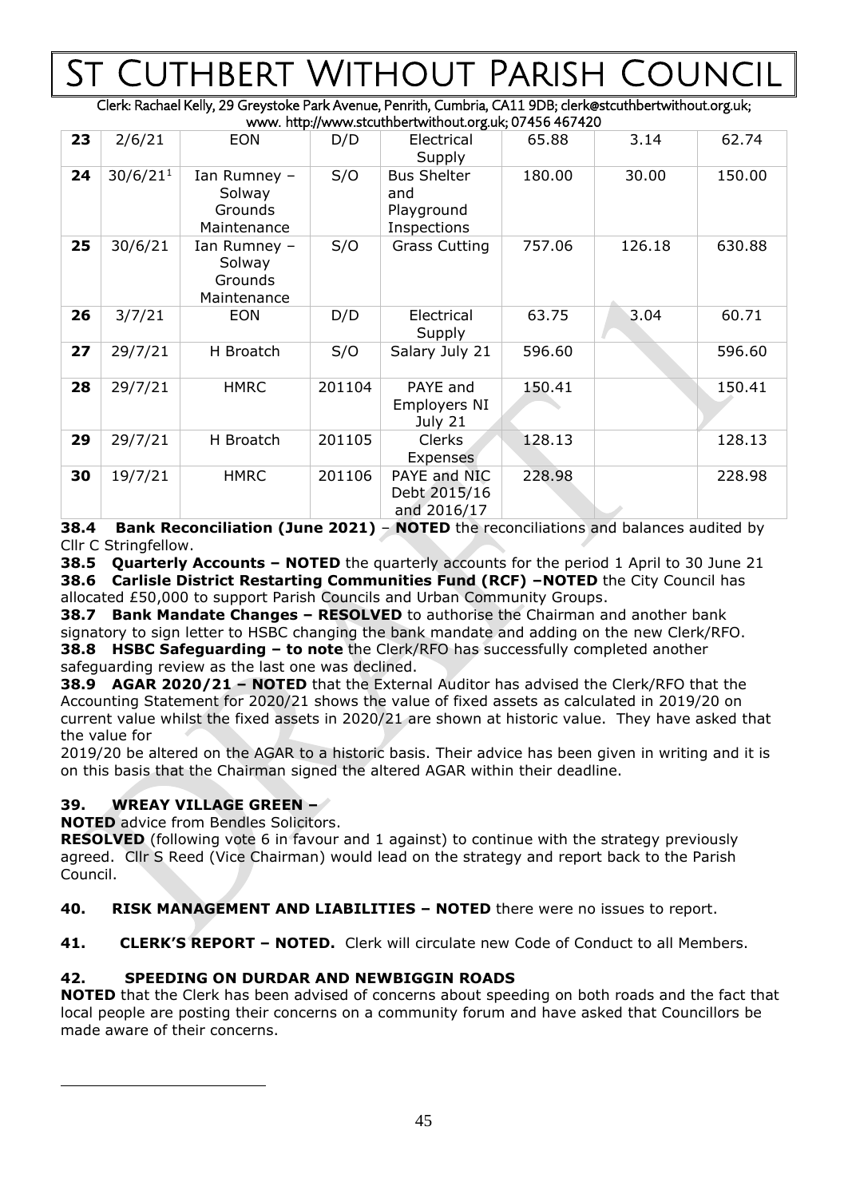| 23 | 2/6/21 | EON | D/D | Electrical Supply | 65.88 | 3.14 | 62.74 |
|---|---|---|---|---|---|---|---|
| 24 | 30/6/21[1] | Ian Rumney – Solway Grounds Maintenance | S/O | Bus Shelter and Playground Inspections | 180.00 | 30.00 | 150.00 |
| 25 | 30/6/21 | Ian Rumney – Solway Grounds Maintenance | S/O | Grass Cutting | 757.06 | 126.18 | 630.88 |
| 26 | 3/7/21 | EON | D/D | Electrical Supply | 63.75 | 3.04 | 60.71 |
| 27 | 29/7/21 | H Broatch | S/O | Salary July 21 | 596.60 | | 596.60 |
| 28 | 29/7/21 | HMRC | 201104 | PAYE and Employers NI July 21 | 150.41 | | 150.41 |
| 29 | 29/7/21 | H Broatch | 201105 | Clerks Expenses | 128.13 | | 128.13 |
| 30 | 19/7/21 | HMRC | 201106 | PAYE and NIC Debt 2015/16 and 2016/17 | 228.98 | | 228.98 |

**38.4 Bank Reconciliation (June 2021)** – **NOTED** the reconciliations and balances audited by Cllr C Stringfellow.

**38.5 Quarterly Accounts – NOTED** the quarterly accounts for the period 1 April to 30 June 21

**38.6 Carlisle District Restarting Communities Fund (RCF) –NOTED** the City Council has allocated £50,000 to support Parish Councils and Urban Community Groups.

**38.7 Bank Mandate Changes – RESOLVED** to authorise the Chairman and another bank signatory to sign letter to HSBC changing the bank mandate and adding on the new Clerk/RFO.

**38.8 HSBC Safeguarding – to note** the Clerk/RFO has successfully completed another safeguarding review as the last one was declined.

**38.9 AGAR 2020/21 – NOTED** that the External Auditor has advised the Clerk/RFO that the Accounting Statement for 2020/21 shows the value of fixed assets as calculated in 2019/20 on current value whilst the fixed assets in 2020/21 are shown at historic value. They have asked that the value for 2019/20 be altered on the AGAR to a historic basis. Their advice has been given in writing and it is on this basis that the Chairman signed the altered AGAR within their deadline.

### 39. WREAY VILLAGE GREEN –

**NOTED** advice from Bendles Solicitors.

**RESOLVED** (following vote 6 in favour and 1 against) to continue with the strategy previously agreed. Cllr S Reed (Vice Chairman) would lead on the strategy and report back to the Parish Council.

**40. RISK MANAGEMENT AND LIABILITIES – NOTED** there were no issues to report.

**41. CLERK'S REPORT – NOTED.** Clerk will circulate new Code of Conduct to all Members.

### 42. SPEEDING ON DURDAR AND NEWBIGGIN ROADS

**NOTED** that the Clerk has been advised of concerns about speeding on both roads and the fact that local people are posting their concerns on a community forum and have asked that Councillors be made aware of their concerns.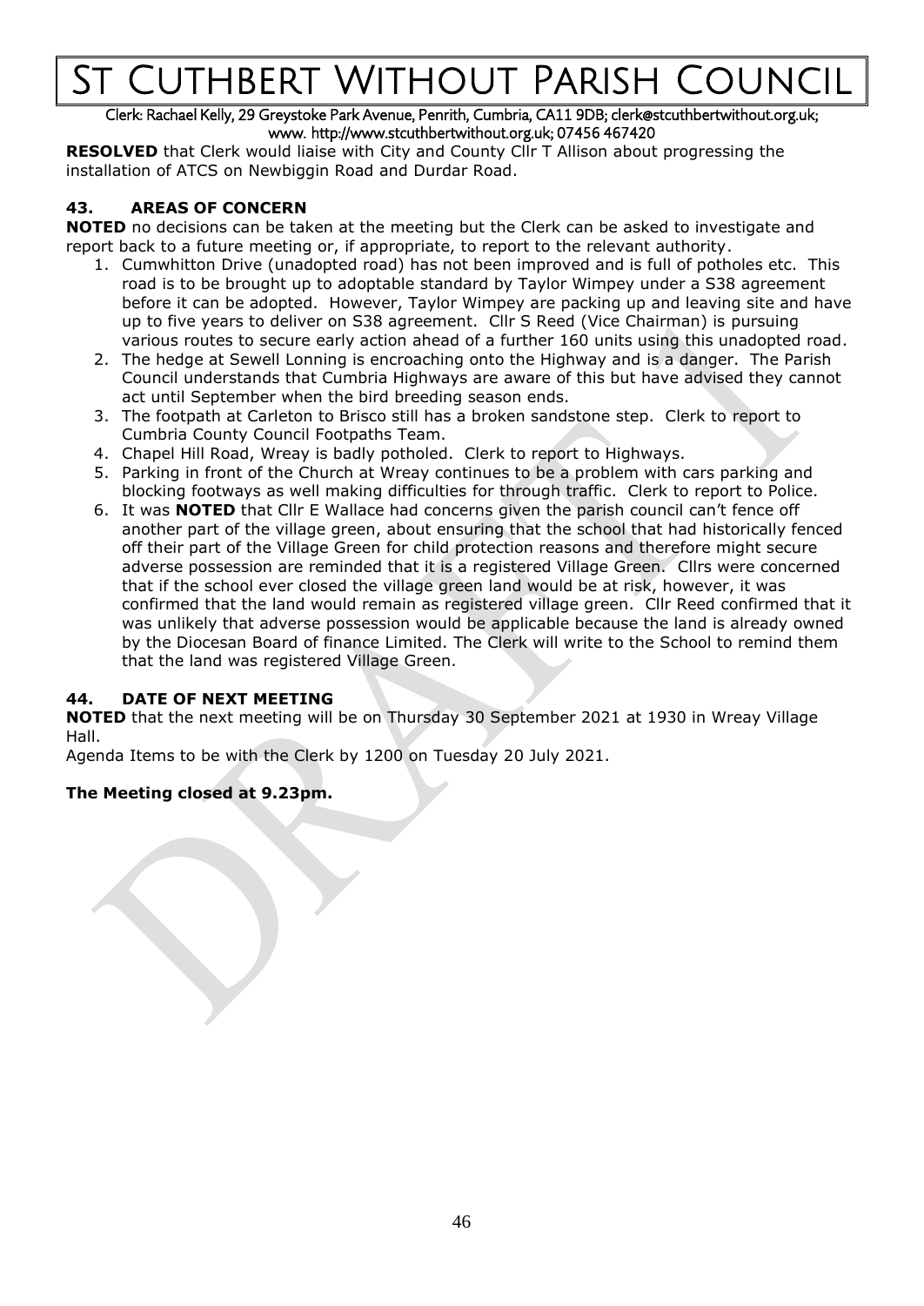**RESOLVED** that Clerk would liaise with City and County Cllr T Allison about progressing the installation of ATCS on Newbiggin Road and Durdar Road.

## 43. AREAS OF CONCERN

**NOTED** no decisions can be taken at the meeting but the Clerk can be asked to investigate and report back to a future meeting or, if appropriate, to report to the relevant authority.

1. Cumwhitton Drive (unadopted road) has not been improved and is full of potholes etc. This road is to be brought up to adoptable standard by Taylor Wimpey under a S38 agreement before it can be adopted. However, Taylor Wimpey are packing up and leaving site and have up to five years to deliver on S38 agreement. Cllr S Reed (Vice Chairman) is pursuing various routes to secure early action ahead of a further 160 units using this unadopted road.
2. The hedge at Sewell Lonning is encroaching onto the Highway and is a danger. The Parish Council understands that Cumbria Highways are aware of this but have advised they cannot act until September when the bird breeding season ends.
3. The footpath at Carleton to Brisco still has a broken sandstone step. Clerk to report to Cumbria County Council Footpaths Team.
4. Chapel Hill Road, Wreay is badly potholed. Clerk to report to Highways.
5. Parking in front of the Church at Wreay continues to be a problem with cars parking and blocking footways as well making difficulties for through traffic. Clerk to report to Police.
6. It was **NOTED** that Cllr E Wallace had concerns given the parish council can't fence off another part of the village green, about ensuring that the school that had historically fenced off their part of the Village Green for child protection reasons and therefore might secure adverse possession are reminded that it is a registered Village Green. Cllrs were concerned that if the school ever closed the village green land would be at risk, however, it was confirmed that the land would remain as registered village green. Cllr Reed confirmed that it was unlikely that adverse possession would be applicable because the land is already owned by the Diocesan Board of finance Limited. The Clerk will write to the School to remind them that the land was registered Village Green.

## 44. DATE OF NEXT MEETING

**NOTED** that the next meeting will be on Thursday 30 September 2021 at 1930 in Wreay Village Hall.

Agenda Items to be with the Clerk by 1200 on Tuesday 20 July 2021.

**The Meeting closed at 9.23pm.**